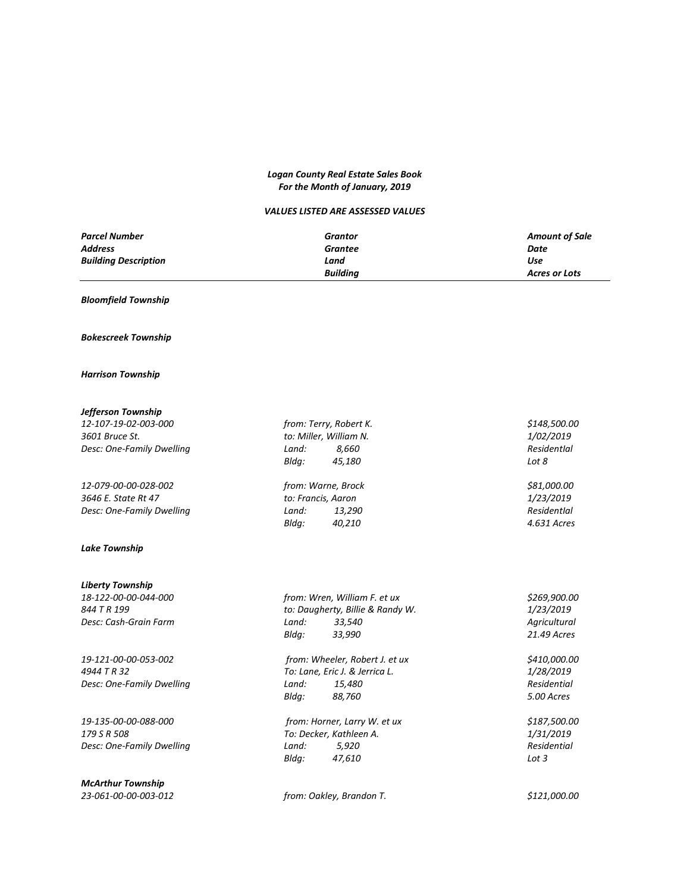*Logan County Real Estate Sales Book*
*For the Month of January, 2019*

*VALUES LISTED ARE ASSESSED VALUES*

| *Parcel Number* | *Grantor* | *Amount of Sale* |
|---|---|---|
| *Address* | *Grantee* | *Date* |
| *Building Description* | *Land* | *Use* |
| | *Building* | *Acres or Lots* |

***Bloomfield Township***

***Bokescreek Township***

***Harrison Township***

***Jefferson Township***

| | | |
|---|---|---|
| *12-107-19-02-003-000* | *from: Terry, Robert K.* | *$148,500.00* |
| *3601 Bruce St.* | *to: Miller, William N.* | *1/02/2019* |
| *Desc: One-Family Dwelling* | *Land: 8,660* | *Residentlal* |
| | *Bldg: 45,180* | *Lot 8* |
| *12-079-00-00-028-002* | *from: Warne, Brock* | *$81,000.00* |
| *3646 E. State Rt 47* | *to: Francis, Aaron* | *1/23/2019* |
| *Desc: One-Family Dwelling* | *Land: 13,290* | *Residentlal* |
| | *Bldg: 40,210* | *4.631 Acres* |

***Lake Township***

***Liberty Township***

| | | |
|---|---|---|
| *18-122-00-00-044-000* | *from: Wren, William F. et ux* | *$269,900.00* |
| *844 T R 199* | *to: Daugherty, Billie & Randy W.* | *1/23/2019* |
| *Desc: Cash-Grain Farm* | *Land: 33,540* | *Agricultural* |
| | *Bldg: 33,990* | *21.49 Acres* |
| *19-121-00-00-053-002* | *from: Wheeler, Robert J. et ux* | *$410,000.00* |
| *4944 T R 32* | *To: Lane, Eric J. & Jerrica L.* | *1/28/2019* |
| *Desc: One-Family Dwelling* | *Land: 15,480* | *Residential* |
| | *Bldg: 88,760* | *5.00 Acres* |
| *19-135-00-00-088-000* | *from: Horner, Larry W. et ux* | *$187,500.00* |
| *179 S R 508* | *To: Decker, Kathleen A.* | *1/31/2019* |
| *Desc: One-Family Dwelling* | *Land: 5,920* | *Residential* |
| | *Bldg: 47,610* | *Lot 3* |

***McArthur Township***

| | | |
|---|---|---|
| *23-061-00-00-003-012* | *from: Oakley, Brandon T.* | *$121,000.00* |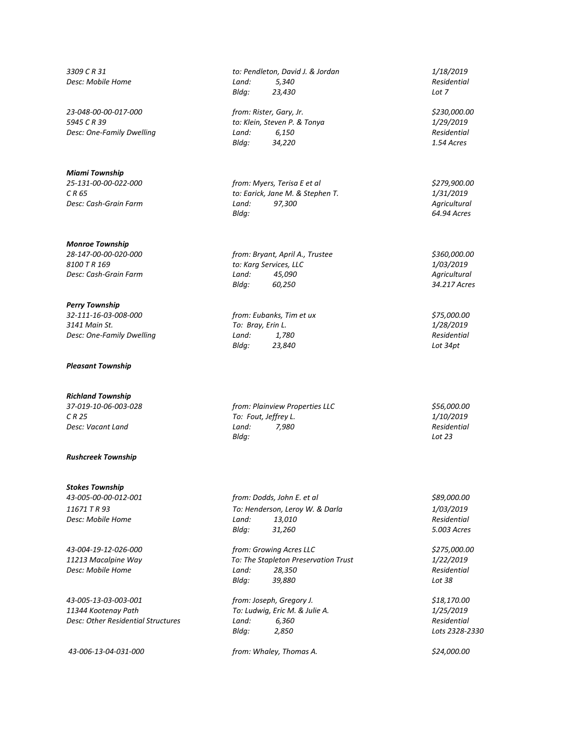*3309 C R 31* | *to: Pendleton, David J. & Jordan* | *1/18/2019*
*Desc: Mobile Home* | *Land: 5,340* | *Residential*
*Bldg: 23,430* | *Lot 7*

*23-048-00-00-017-000* | *from: Rister, Gary, Jr.* | *$230,000.00*
*5945 C R 39* | *to: Klein, Steven P. & Tonya* | *1/29/2019*
*Desc: One-Family Dwelling* | *Land: 6,150* | *Residential*
*Bldg: 34,220* | *1.54 Acres*

***Miami Township***

*25-131-00-00-022-000* | *from: Myers, Terisa E et al* | *$279,900.00*
*C R 65* | *to: Earick, Jane M. & Stephen T.* | *1/31/2019*
*Desc: Cash-Grain Farm* | *Land: 97,300* | *Agricultural*
*Bldg:* | *64.94 Acres*

***Monroe Township***

*28-147-00-00-020-000* | *from: Bryant, April A., Trustee* | *$360,000.00*
*8100 T R 169* | *to: Karg Services, LLC* | *1/03/2019*
*Desc: Cash-Grain Farm* | *Land: 45,090* | *Agricultural*
*Bldg: 60,250* | *34.217 Acres*

***Perry Township***

*32-111-16-03-008-000* | *from: Eubanks, Tim et ux* | *$75,000.00*
*3141 Main St.* | *To: Bray, Erin L.* | *1/28/2019*
*Desc: One-Family Dwelling* | *Land: 1,780* | *Residential*
*Bldg: 23,840* | *Lot 34pt*

***Pleasant Township***

***Richland Township***

*37-019-10-06-003-028* | *from: Plainview Properties LLC* | *$56,000.00*
*C R 25* | *To: Fout, Jeffrey L.* | *1/10/2019*
*Desc: Vacant Land* | *Land: 7,980* | *Residential*
*Bldg:* | *Lot 23*

***Rushcreek Township***

***Stokes Township***

*43-005-00-00-012-001* | *from: Dodds, John E. et al* | *$89,000.00*
*11671 T R 93* | *To: Henderson, Leroy W. & Darla* | *1/03/2019*
*Desc: Mobile Home* | *Land: 13,010* | *Residential*
*Bldg: 31,260* | *5.003 Acres*

*43-004-19-12-026-000* | *from: Growing Acres LLC* | *$275,000.00*
*11213 Macalpine Way* | *To: The Stapleton Preservation Trust* | *1/22/2019*
*Desc: Mobile Home* | *Land: 28,350* | *Residential*
*Bldg: 39,880* | *Lot 38*

*43-005-13-03-003-001* | *from: Joseph, Gregory J.* | *$18,170.00*
*11344 Kootenay Path* | *To: Ludwig, Eric M. & Julie A.* | *1/25/2019*
*Desc: Other Residential Structures* | *Land: 6,360* | *Residential*
*Bldg: 2,850* | *Lots 2328-2330*

*43-006-13-04-031-000* | *from: Whaley, Thomas A.* | *$24,000.00*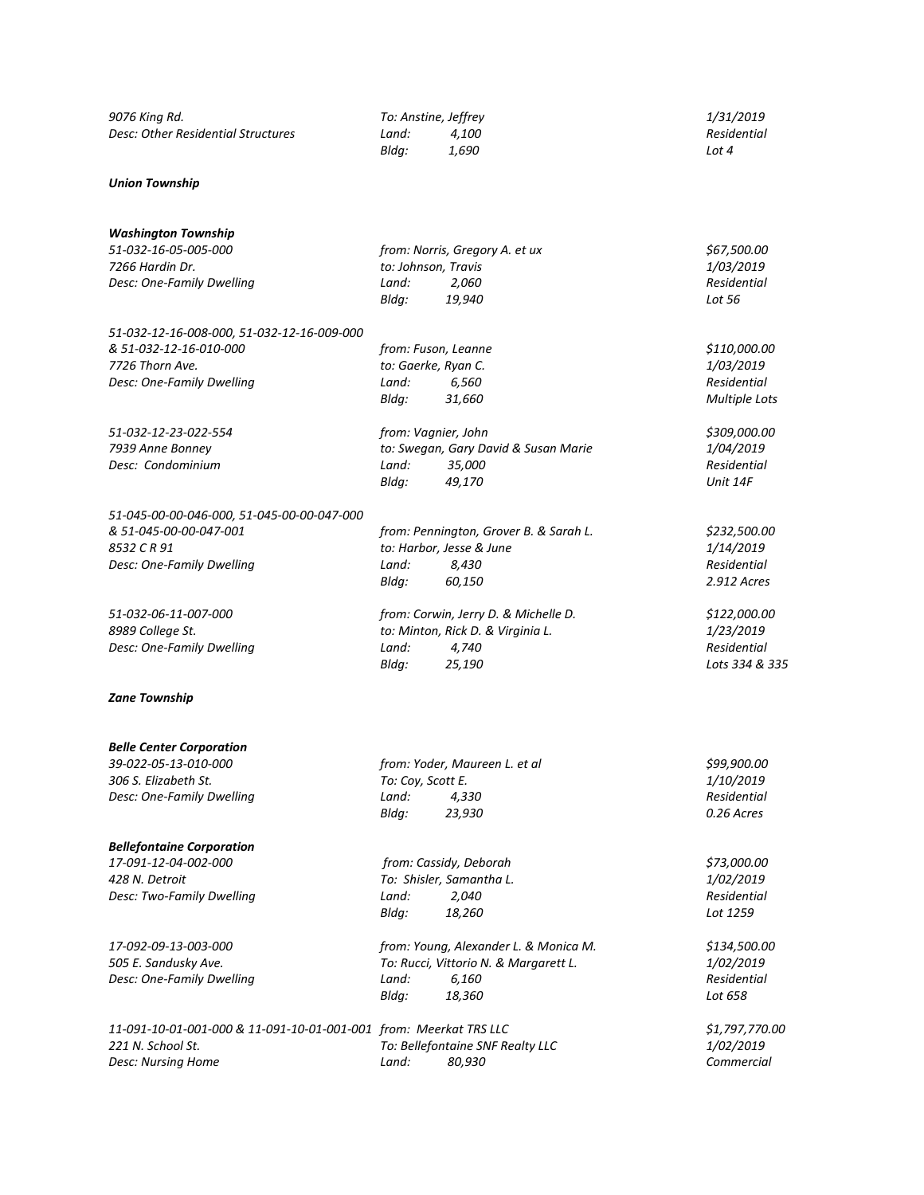*9076 King Rd.* | *To: Anstine, Jeffrey* | *1/31/2019*
*Desc: Other Residential Structures* | *Land: 4,100* | *Residential*
*Bldg: 1,690* | *Lot 4*

***Union Township***

***Washington Township***

*51-032-16-05-005-000* — *from: Norris, Gregory A. et ux* — *$67,500.00*
*7266 Hardin Dr.* — *to: Johnson, Travis* — *1/03/2019*
*Desc: One-Family Dwelling* — *Land: 2,060* — *Residential*
*Bldg: 19,940* — *Lot 56*

*51-032-12-16-008-000, 51-032-12-16-009-000*
*& 51-032-12-16-010-000* — *from: Fuson, Leanne* — *$110,000.00*
*7726 Thorn Ave.* — *to: Gaerke, Ryan C.* — *1/03/2019*
*Desc: One-Family Dwelling* — *Land: 6,560* — *Residential*
*Bldg: 31,660* — *Multiple Lots*

*51-032-12-23-022-554* — *from: Vagnier, John* — *$309,000.00*
*7939 Anne Bonney* — *to: Swegan, Gary David & Susan Marie* — *1/04/2019*
*Desc: Condominium* — *Land: 35,000* — *Residential*
*Bldg: 49,170* — *Unit 14F*

*51-045-00-00-046-000, 51-045-00-00-047-000*
*& 51-045-00-00-047-001* — *from: Pennington, Grover B. & Sarah L.* — *$232,500.00*
*8532 C R 91* — *to: Harbor, Jesse & June* — *1/14/2019*
*Desc: One-Family Dwelling* — *Land: 8,430* — *Residential*
*Bldg: 60,150* — *2.912 Acres*

*51-032-06-11-007-000* — *from: Corwin, Jerry D. & Michelle D.* — *$122,000.00*
*8989 College St.* — *to: Minton, Rick D. & Virginia L.* — *1/23/2019*
*Desc: One-Family Dwelling* — *Land: 4,740* — *Residential*
*Bldg: 25,190* — *Lots 334 & 335*

***Zane Township***

***Belle Center Corporation***

*39-022-05-13-010-000* — *from: Yoder, Maureen L. et al* — *$99,900.00*
*306 S. Elizabeth St.* — *To: Coy, Scott E.* — *1/10/2019*
*Desc: One-Family Dwelling* — *Land: 4,330* — *Residential*
*Bldg: 23,930* — *0.26 Acres*

***Bellefontaine Corporation***

*17-091-12-04-002-000* — *from: Cassidy, Deborah* — *$73,000.00*
*428 N. Detroit* — *To: Shisler, Samantha L.* — *1/02/2019*
*Desc: Two-Family Dwelling* — *Land: 2,040* — *Residential*
*Bldg: 18,260* — *Lot 1259*

*17-092-09-13-003-000* — *from: Young, Alexander L. & Monica M.* — *$134,500.00*
*505 E. Sandusky Ave.* — *To: Rucci, Vittorio N. & Margarett L.* — *1/02/2019*
*Desc: One-Family Dwelling* — *Land: 6,160* — *Residential*
*Bldg: 18,360* — *Lot 658*

*11-091-10-01-001-000 & 11-091-10-01-001-001* — *from: Meerkat TRS LLC* — *$1,797,770.00*
*221 N. School St.* — *To: Bellefontaine SNF Realty LLC* — *1/02/2019*
*Desc: Nursing Home* — *Land: 80,930* — *Commercial*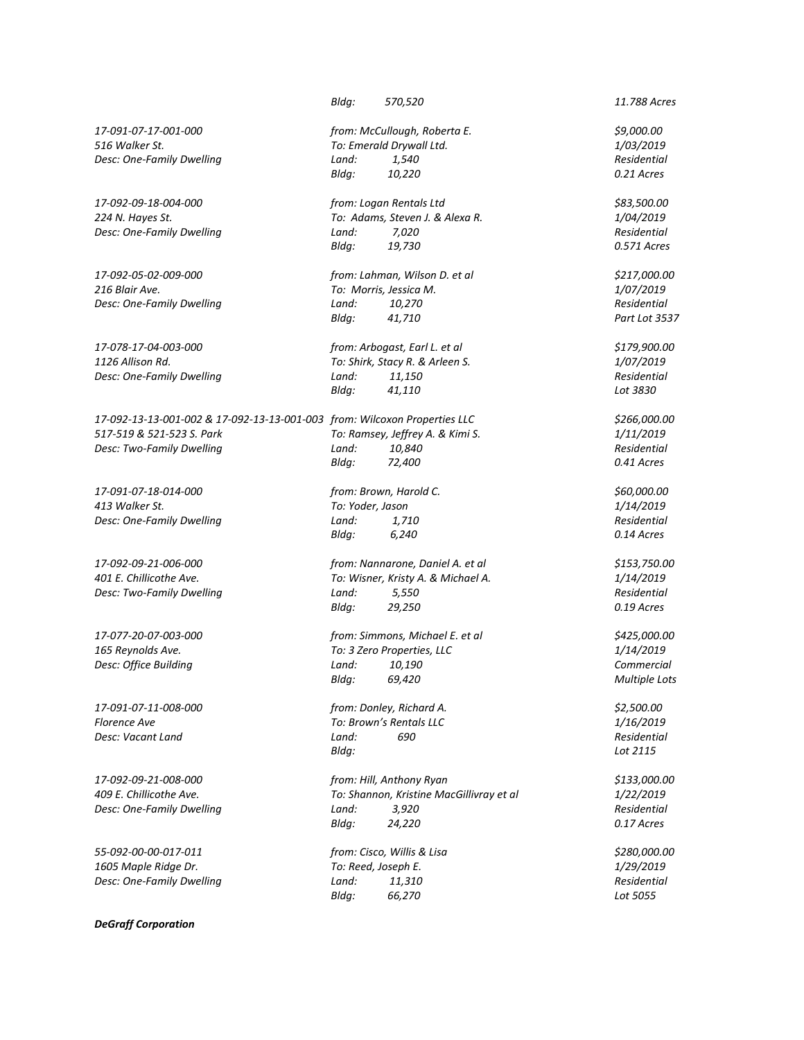*Bldg: 570,520* *11.788 Acres*

*17-091-07-17-001-000* *from: McCullough, Roberta E.* *$9,000.00*
*516 Walker St.* *To: Emerald Drywall Ltd.* *1/03/2019*
*Desc: One-Family Dwelling* *Land: 1,540* *Residential*
*Bldg: 10,220* *0.21 Acres*

*17-092-09-18-004-000* *from: Logan Rentals Ltd* *$83,500.00*
*224 N. Hayes St.* *To: Adams, Steven J. & Alexa R.* *1/04/2019*
*Desc: One-Family Dwelling* *Land: 7,020* *Residential*
*Bldg: 19,730* *0.571 Acres*

*17-092-05-02-009-000* *from: Lahman, Wilson D. et al* *$217,000.00*
*216 Blair Ave.* *To: Morris, Jessica M.* *1/07/2019*
*Desc: One-Family Dwelling* *Land: 10,270* *Residential*
*Bldg: 41,710* *Part Lot 3537*

*17-078-17-04-003-000* *from: Arbogast, Earl L. et al* *$179,900.00*
*1126 Allison Rd.* *To: Shirk, Stacy R. & Arleen S.* *1/07/2019*
*Desc: One-Family Dwelling* *Land: 11,150* *Residential*
*Bldg: 41,110* *Lot 3830*

*17-092-13-13-001-002 & 17-092-13-13-001-003* *from: Wilcoxon Properties LLC* *$266,000.00*
*517-519 & 521-523 S. Park* *To: Ramsey, Jeffrey A. & Kimi S.* *1/11/2019*
*Desc: Two-Family Dwelling* *Land: 10,840* *Residential*
*Bldg: 72,400* *0.41 Acres*

*17-091-07-18-014-000* *from: Brown, Harold C.* *$60,000.00*
*413 Walker St.* *To: Yoder, Jason* *1/14/2019*
*Desc: One-Family Dwelling* *Land: 1,710* *Residential*
*Bldg: 6,240* *0.14 Acres*

*17-092-09-21-006-000* *from: Nannarone, Daniel A. et al* *$153,750.00*
*401 E. Chillicothe Ave.* *To: Wisner, Kristy A. & Michael A.* *1/14/2019*
*Desc: Two-Family Dwelling* *Land: 5,550* *Residential*
*Bldg: 29,250* *0.19 Acres*

*17-077-20-07-003-000* *from: Simmons, Michael E. et al* *$425,000.00*
*165 Reynolds Ave.* *To: 3 Zero Properties, LLC* *1/14/2019*
*Desc: Office Building* *Land: 10,190* *Commercial*
*Bldg: 69,420* *Multiple Lots*

*17-091-07-11-008-000* *from: Donley, Richard A.* *$2,500.00*
*Florence Ave* *To: Brown's Rentals LLC* *1/16/2019*
*Desc: Vacant Land* *Land: 690* *Residential*
*Bldg:* *Lot 2115*

*17-092-09-21-008-000* *from: Hill, Anthony Ryan* *$133,000.00*
*409 E. Chillicothe Ave.* *To: Shannon, Kristine MacGillivray et al* *1/22/2019*
*Desc: One-Family Dwelling* *Land: 3,920* *Residential*
*Bldg: 24,220* *0.17 Acres*

*55-092-00-00-017-011* *from: Cisco, Willis & Lisa* *$280,000.00*
*1605 Maple Ridge Dr.* *To: Reed, Joseph E.* *1/29/2019*
*Desc: One-Family Dwelling* *Land: 11,310* *Residential*
*Bldg: 66,270* *Lot 5055*

***DeGraff Corporation***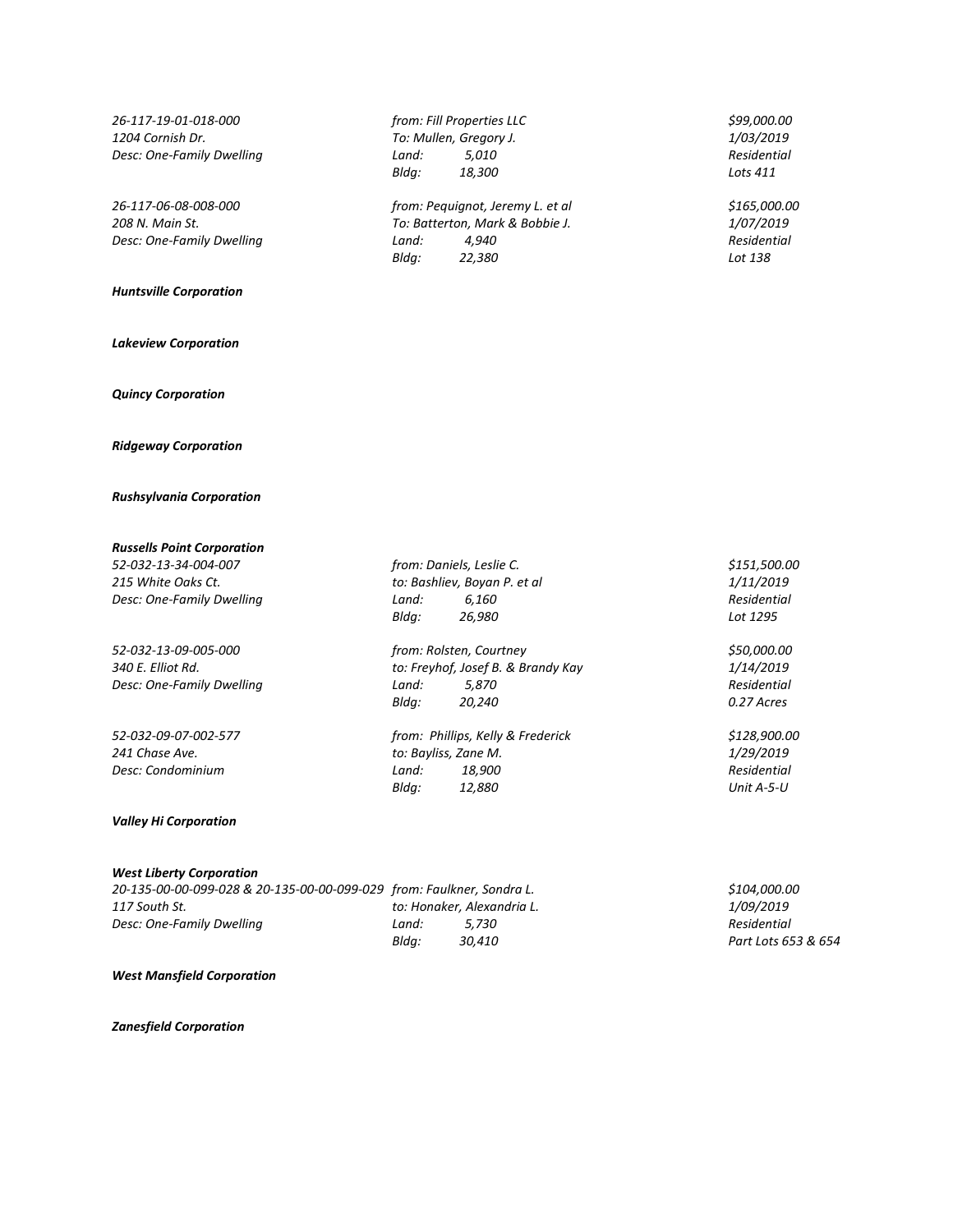*26-117-19-01-018-000*
*1204 Cornish Dr.*
*Desc: One-Family Dwelling*

*from: Fill Properties LLC*
*To: Mullen, Gregory J.*
*Land: 5,010*
*Bldg: 18,300*

*$99,000.00*
*1/03/2019*
*Residential*
*Lots 411*

*26-117-06-08-008-000*
*208 N. Main St.*
*Desc: One-Family Dwelling*

*from: Pequignot, Jeremy L. et al*
*To: Batterton, Mark & Bobbie J.*
*Land: 4,940*
*Bldg: 22,380*

*$165,000.00*
*1/07/2019*
*Residential*
*Lot 138*

***Huntsville Corporation***

***Lakeview Corporation***

***Quincy Corporation***

***Ridgeway Corporation***

***Rushsylvania Corporation***

***Russells Point Corporation***

*52-032-13-34-004-007*
*215 White Oaks Ct.*
*Desc: One-Family Dwelling*

*from: Daniels, Leslie C.*
*to: Bashliev, Boyan P. et al*
*Land: 6,160*
*Bldg: 26,980*

*$151,500.00*
*1/11/2019*
*Residential*
*Lot 1295*

*52-032-13-09-005-000*
*340 E. Elliot Rd.*
*Desc: One-Family Dwelling*

*from: Rolsten, Courtney*
*to: Freyhof, Josef B. & Brandy Kay*
*Land: 5,870*
*Bldg: 20,240*

*$50,000.00*
*1/14/2019*
*Residential*
*0.27 Acres*

*52-032-09-07-002-577*
*241 Chase Ave.*
*Desc: Condominium*

*from: Phillips, Kelly & Frederick*
*to: Bayliss, Zane M.*
*Land: 18,900*
*Bldg: 12,880*

*$128,900.00*
*1/29/2019*
*Residential*
*Unit A-5-U*

***Valley Hi Corporation***

***West Liberty Corporation***

*20-135-00-00-099-028 & 20-135-00-00-099-029*
*117 South St.*
*Desc: One-Family Dwelling*

*from: Faulkner, Sondra L.*
*to: Honaker, Alexandria L.*
*Land: 5,730*
*Bldg: 30,410*

*$104,000.00*
*1/09/2019*
*Residential*
*Part Lots 653 & 654*

***West Mansfield Corporation***

***Zanesfield Corporation***